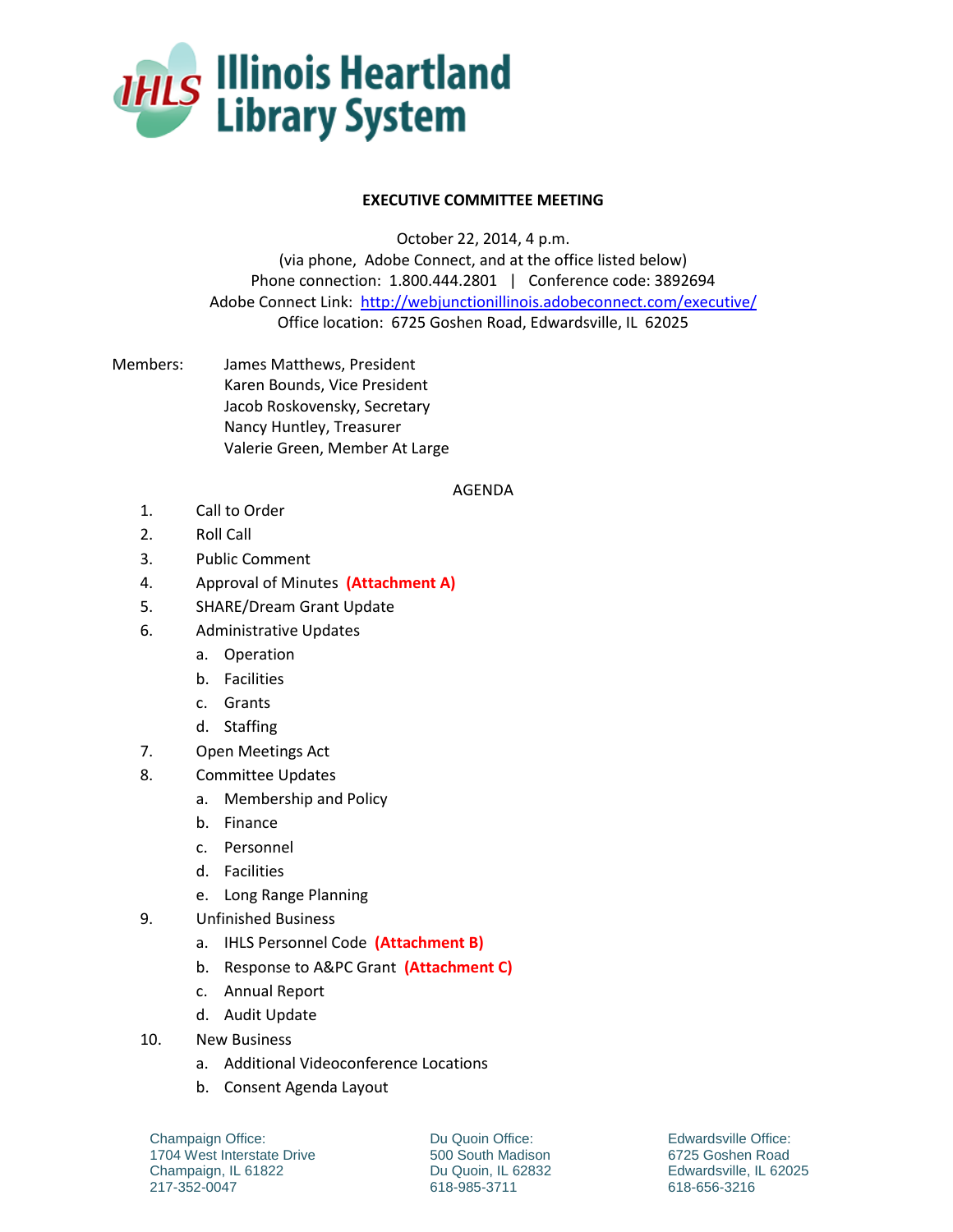# Illinois Heartland Library System

## EXECUTIVE COMMITTEE MEETING

October 22, 2014, 4 p.m.
(via phone, Adobe Connect, and at the office listed below)
Phone connection: 1.800.444.2801 | Conference code: 3892694
Adobe Connect Link: [http://webjunctionillinois.adobeconnect.com/executive/](http://webjunctionillinois.adobeconnect.com/executive/)
Office location: 6725 Goshen Road, Edwardsville, IL 62025

Members:
- James Matthews, President
- Karen Bounds, Vice President
- Jacob Roskovensky, Secretary
- Nancy Huntley, Treasurer
- Valerie Green, Member At Large

AGENDA

1. Call to Order
2. Roll Call
3. Public Comment
4. Approval of Minutes **(Attachment A)**
5. SHARE/Dream Grant Update
6. Administrative Updates
   a. Operation
   b. Facilities
   c. Grants
   d. Staffing
7. Open Meetings Act
8. Committee Updates
   a. Membership and Policy
   b. Finance
   c. Personnel
   d. Facilities
   e. Long Range Planning
9. Unfinished Business
   a. IHLS Personnel Code **(Attachment B)**
   b. Response to A&PC Grant **(Attachment C)**
   c. Annual Report
   d. Audit Update
10. New Business
    a. Additional Videoconference Locations
    b. Consent Agenda Layout

Champaign Office:
1704 West Interstate Drive
Champaign, IL 61822
217-352-0047

Du Quoin Office:
500 South Madison
Du Quoin, IL 62832
618-985-3711

Edwardsville Office:
6725 Goshen Road
Edwardsville, IL 62025
618-656-3216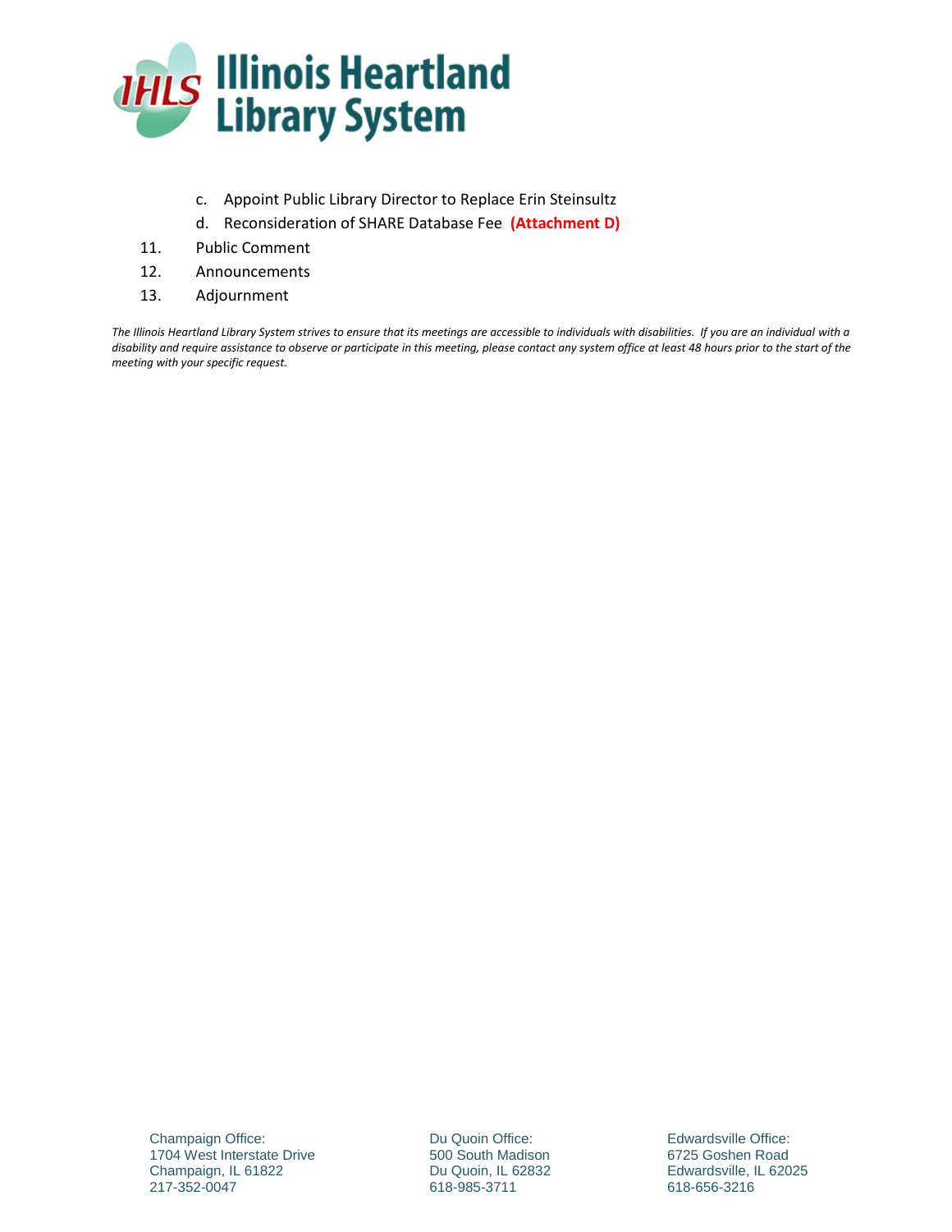c. Appoint Public Library Director to Replace Erin Steinsultz
d. Reconsideration of SHARE Database Fee **(Attachment D)**

11. Public Comment
12. Announcements
13. Adjournment

*The Illinois Heartland Library System strives to ensure that its meetings are accessible to individuals with disabilities. If you are an individual with a disability and require assistance to observe or participate in this meeting, please contact any system office at least 48 hours prior to the start of the meeting with your specific request.*

Champaign Office:
1704 West Interstate Drive
Champaign, IL 61822
217-352-0047

Du Quoin Office:
500 South Madison
Du Quoin, IL 62832
618-985-3711

Edwardsville Office:
6725 Goshen Road
Edwardsville, IL 62025
618-656-3216